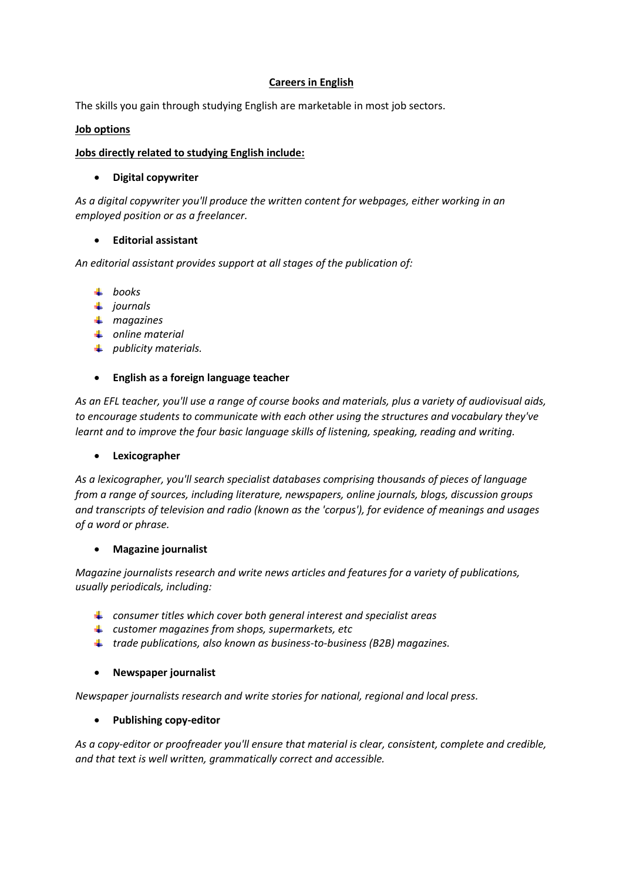# Careers in English

The skills you gain through studying English are marketable in most job sectors.

## Job options

### Jobs directly related to studying English include:

- **Digital copywriter**

*As a digital copywriter you'll produce the written content for webpages, either working in an employed position or as a freelancer.*

- **Editorial assistant**

*An editorial assistant provides support at all stages of the publication of:*

  - *books*
  - *journals*
  - *magazines*
  - *online material*
  - *publicity materials.*

- **English as a foreign language teacher**

*As an EFL teacher, you'll use a range of course books and materials, plus a variety of audiovisual aids, to encourage students to communicate with each other using the structures and vocabulary they've learnt and to improve the four basic language skills of listening, speaking, reading and writing.*

- **Lexicographer**

*As a lexicographer, you'll search specialist databases comprising thousands of pieces of language from a range of sources, including literature, newspapers, online journals, blogs, discussion groups and transcripts of television and radio (known as the 'corpus'), for evidence of meanings and usages of a word or phrase.*

- **Magazine journalist**

*Magazine journalists research and write news articles and features for a variety of publications, usually periodicals, including:*

  - *consumer titles which cover both general interest and specialist areas*
  - *customer magazines from shops, supermarkets, etc*
  - *trade publications, also known as business-to-business (B2B) magazines.*

- **Newspaper journalist**

*Newspaper journalists research and write stories for national, regional and local press.*

- **Publishing copy-editor**

*As a copy-editor or proofreader you'll ensure that material is clear, consistent, complete and credible, and that text is well written, grammatically correct and accessible.*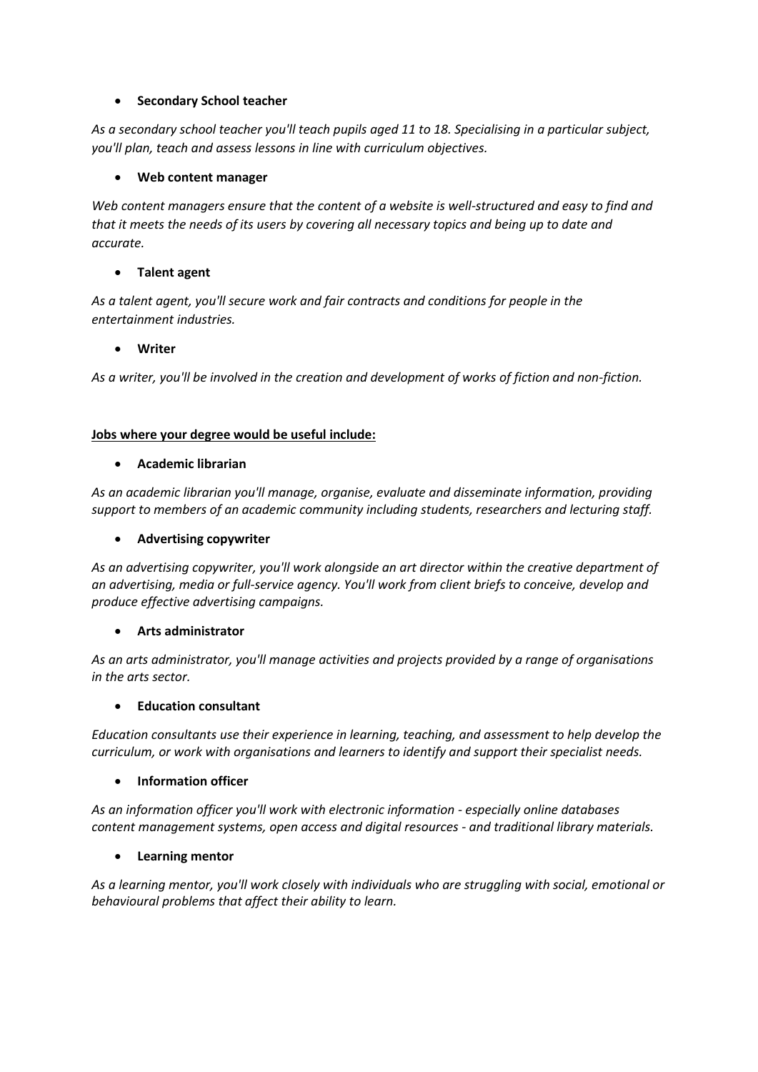- **Secondary School teacher**

*As a secondary school teacher you'll teach pupils aged 11 to 18. Specialising in a particular subject, you'll plan, teach and assess lessons in line with curriculum objectives.*

- **Web content manager**

*Web content managers ensure that the content of a website is well-structured and easy to find and that it meets the needs of its users by covering all necessary topics and being up to date and accurate.*

- **Talent agent**

*As a talent agent, you'll secure work and fair contracts and conditions for people in the entertainment industries.*

- **Writer**

*As a writer, you'll be involved in the creation and development of works of fiction and non-fiction.*

**<u>Jobs where your degree would be useful include:</u>**

- **Academic librarian**

*As an academic librarian you'll manage, organise, evaluate and disseminate information, providing support to members of an academic community including students, researchers and lecturing staff.*

- **Advertising copywriter**

*As an advertising copywriter, you'll work alongside an art director within the creative department of an advertising, media or full-service agency. You'll work from client briefs to conceive, develop and produce effective advertising campaigns.*

- **Arts administrator**

*As an arts administrator, you'll manage activities and projects provided by a range of organisations in the arts sector.*

- **Education consultant**

*Education consultants use their experience in learning, teaching, and assessment to help develop the curriculum, or work with organisations and learners to identify and support their specialist needs.*

- **Information officer**

*As an information officer you'll work with electronic information - especially online databases content management systems, open access and digital resources - and traditional library materials.*

- **Learning mentor**

*As a learning mentor, you'll work closely with individuals who are struggling with social, emotional or behavioural problems that affect their ability to learn.*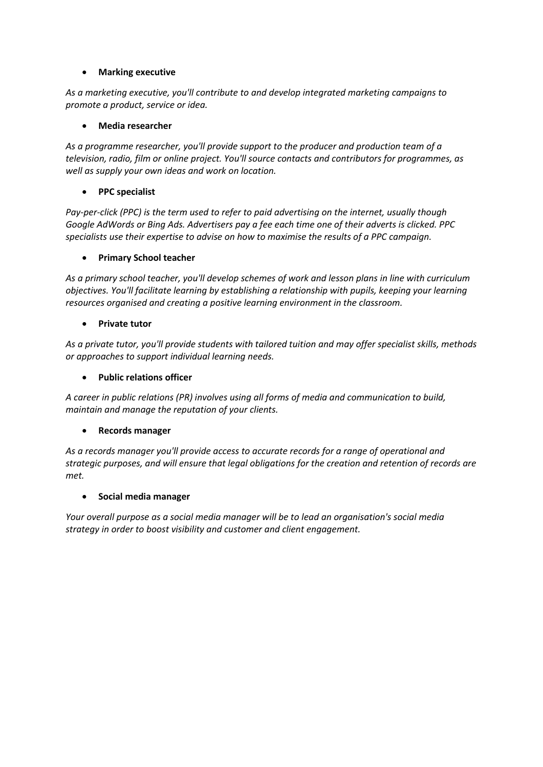- **Marking executive**

*As a marketing executive, you'll contribute to and develop integrated marketing campaigns to promote a product, service or idea.*

- **Media researcher**

*As a programme researcher, you'll provide support to the producer and production team of a television, radio, film or online project. You'll source contacts and contributors for programmes, as well as supply your own ideas and work on location.*

- **PPC specialist**

*Pay-per-click (PPC) is the term used to refer to paid advertising on the internet, usually though Google AdWords or Bing Ads. Advertisers pay a fee each time one of their adverts is clicked. PPC specialists use their expertise to advise on how to maximise the results of a PPC campaign.*

- **Primary School teacher**

*As a primary school teacher, you'll develop schemes of work and lesson plans in line with curriculum objectives. You'll facilitate learning by establishing a relationship with pupils, keeping your learning resources organised and creating a positive learning environment in the classroom.*

- **Private tutor**

*As a private tutor, you'll provide students with tailored tuition and may offer specialist skills, methods or approaches to support individual learning needs.*

- **Public relations officer**

*A career in public relations (PR) involves using all forms of media and communication to build, maintain and manage the reputation of your clients.*

- **Records manager**

*As a records manager you'll provide access to accurate records for a range of operational and strategic purposes, and will ensure that legal obligations for the creation and retention of records are met.*

- **Social media manager**

*Your overall purpose as a social media manager will be to lead an organisation's social media strategy in order to boost visibility and customer and client engagement.*